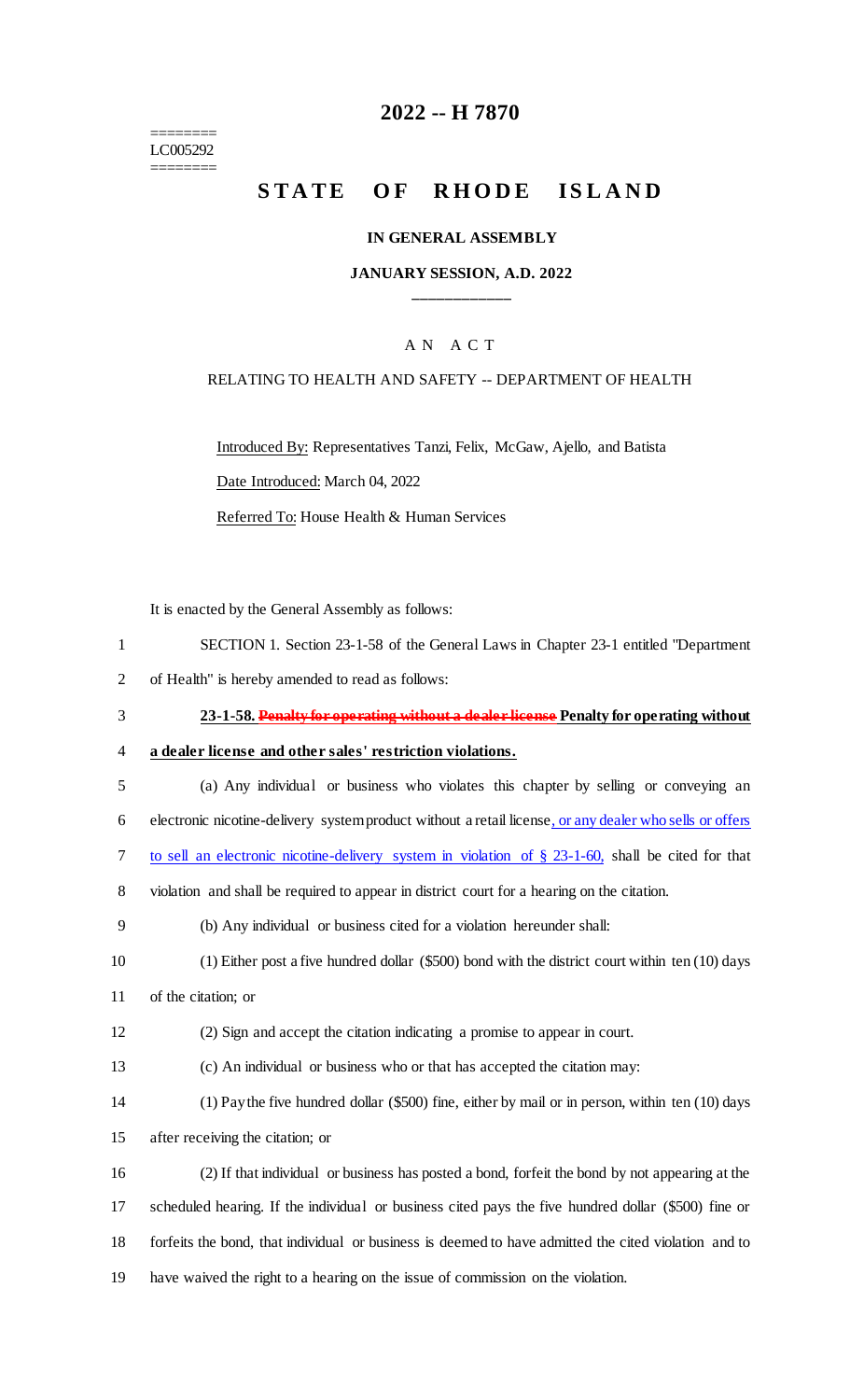# 2022 -- H 7870

========
LC005292
========

# STATE OF RHODE ISLAND

**IN GENERAL ASSEMBLY**

**JANUARY SESSION, A.D. 2022**

\_\_\_\_\_\_\_\_\_\_\_\_

A N A C T

RELATING TO HEALTH AND SAFETY -- DEPARTMENT OF HEALTH

Introduced By: Representatives Tanzi, Felix, McGaw, Ajello, and Batista

Date Introduced: March 04, 2022

Referred To: House Health & Human Services

It is enacted by the General Assembly as follows:

1 SECTION 1. Section 23-1-58 of the General Laws in Chapter 23-1 entitled "Department
2 of Health" is hereby amended to read as follows:

3 **23-1-58. ~~Penalty for operating without a dealer license~~ Penalty for operating without**
4 **a dealer license and other sales' restriction violations.**

5 (a) Any individual or business who violates this chapter by selling or conveying an
6 electronic nicotine-delivery system product without a retail license, or any dealer who sells or offers
7 to sell an electronic nicotine-delivery system in violation of § 23-1-60, shall be cited for that
8 violation and shall be required to appear in district court for a hearing on the citation.

9 (b) Any individual or business cited for a violation hereunder shall:

10 (1) Either post a five hundred dollar ($500) bond with the district court within ten (10) days
11 of the citation; or

12 (2) Sign and accept the citation indicating a promise to appear in court.

13 (c) An individual or business who or that has accepted the citation may:

14 (1) Pay the five hundred dollar ($500) fine, either by mail or in person, within ten (10) days
15 after receiving the citation; or

16 (2) If that individual or business has posted a bond, forfeit the bond by not appearing at the
17 scheduled hearing. If the individual or business cited pays the five hundred dollar ($500) fine or
18 forfeits the bond, that individual or business is deemed to have admitted the cited violation and to
19 have waived the right to a hearing on the issue of commission on the violation.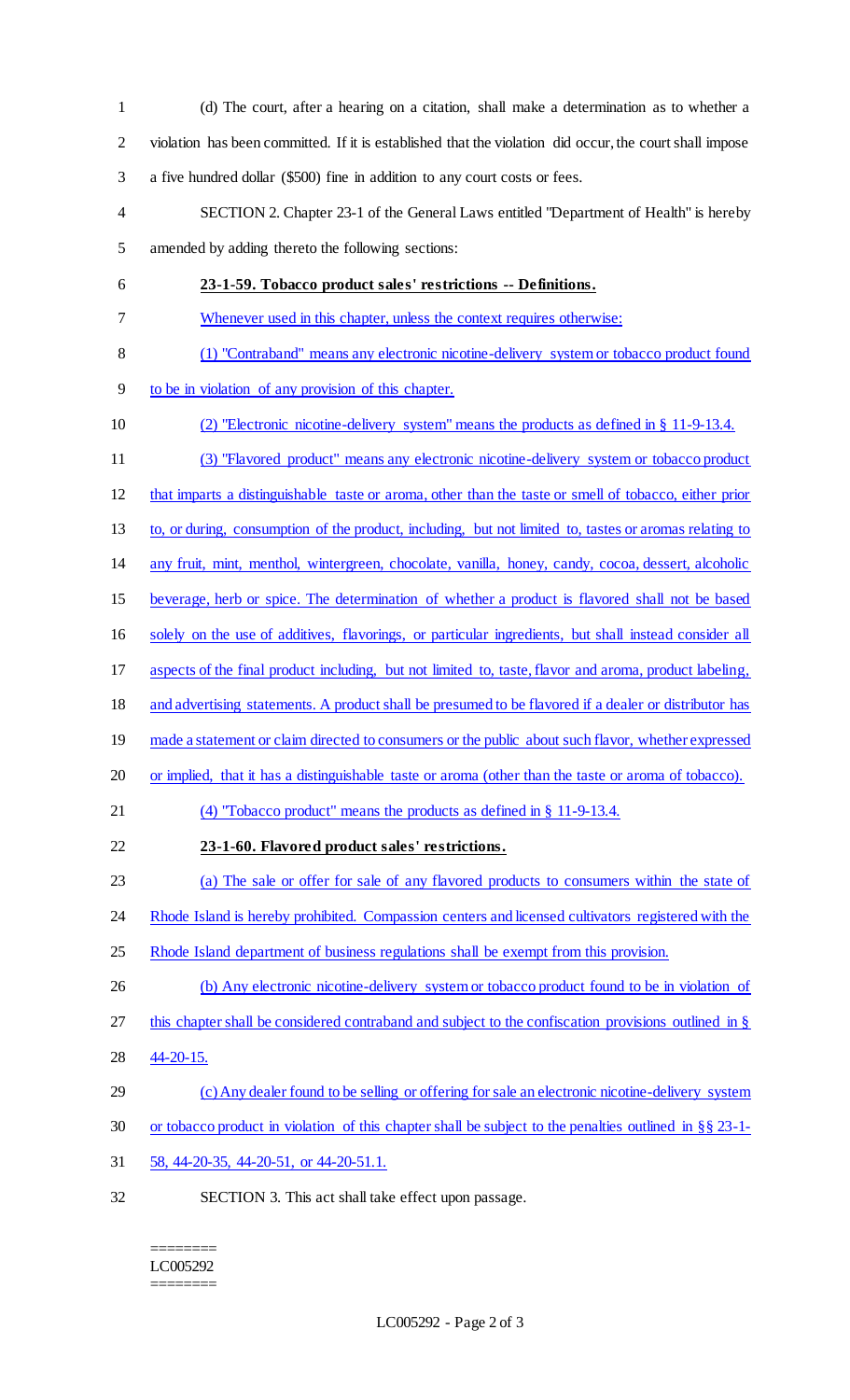(d) The court, after a hearing on a citation, shall make a determination as to whether a violation has been committed. If it is established that the violation did occur, the court shall impose a five hundred dollar ($500) fine in addition to any court costs or fees.

SECTION 2. Chapter 23-1 of the General Laws entitled "Department of Health" is hereby amended by adding thereto the following sections:

**23-1-59. Tobacco product sales' restrictions -- Definitions.**

Whenever used in this chapter, unless the context requires otherwise:

(1) "Contraband" means any electronic nicotine-delivery system or tobacco product found to be in violation of any provision of this chapter.

(2) "Electronic nicotine-delivery system" means the products as defined in § 11-9-13.4.

(3) "Flavored product" means any electronic nicotine-delivery system or tobacco product that imparts a distinguishable taste or aroma, other than the taste or smell of tobacco, either prior to, or during, consumption of the product, including, but not limited to, tastes or aromas relating to any fruit, mint, menthol, wintergreen, chocolate, vanilla, honey, candy, cocoa, dessert, alcoholic beverage, herb or spice. The determination of whether a product is flavored shall not be based solely on the use of additives, flavorings, or particular ingredients, but shall instead consider all aspects of the final product including, but not limited to, taste, flavor and aroma, product labeling, and advertising statements. A product shall be presumed to be flavored if a dealer or distributor has made a statement or claim directed to consumers or the public about such flavor, whether expressed or implied, that it has a distinguishable taste or aroma (other than the taste or aroma of tobacco).

(4) "Tobacco product" means the products as defined in § 11-9-13.4.

**23-1-60. Flavored product sales' restrictions.**

(a) The sale or offer for sale of any flavored products to consumers within the state of Rhode Island is hereby prohibited. Compassion centers and licensed cultivators registered with the Rhode Island department of business regulations shall be exempt from this provision.

(b) Any electronic nicotine-delivery system or tobacco product found to be in violation of this chapter shall be considered contraband and subject to the confiscation provisions outlined in § 44-20-15.

(c) Any dealer found to be selling or offering for sale an electronic nicotine-delivery system or tobacco product in violation of this chapter shall be subject to the penalties outlined in §§ 23-1-58, 44-20-35, 44-20-51, or 44-20-51.1.

SECTION 3. This act shall take effect upon passage.

========
LC005292
========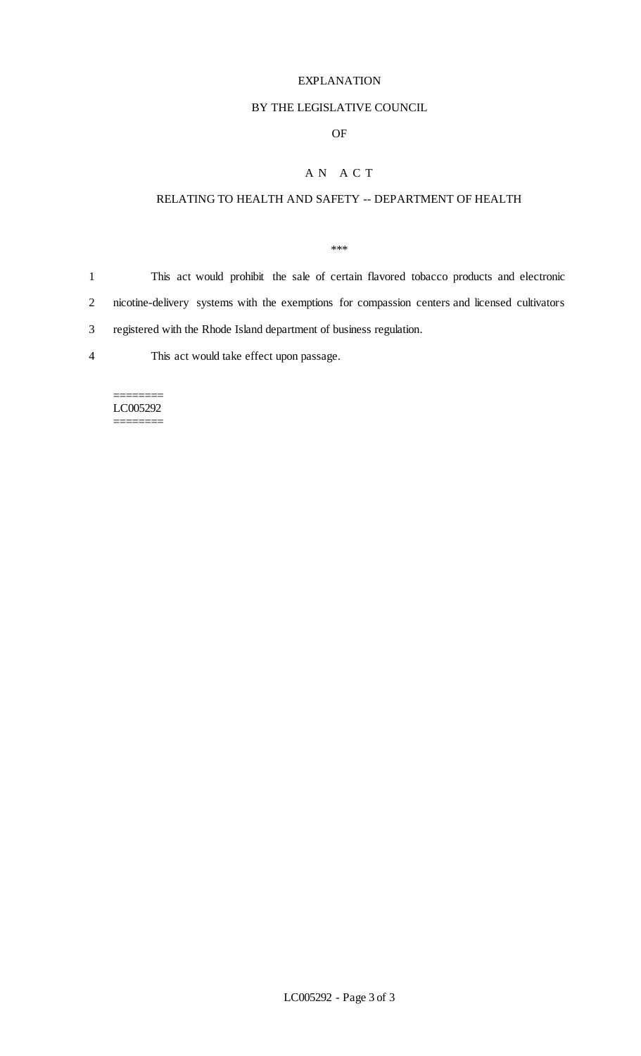EXPLANATION

BY THE LEGISLATIVE COUNCIL

OF

A N A C T

RELATING TO HEALTH AND SAFETY -- DEPARTMENT OF HEALTH

\*\*\*

1 This act would prohibit the sale of certain flavored tobacco products and electronic
2 nicotine-delivery systems with the exemptions for compassion centers and licensed cultivators
3 registered with the Rhode Island department of business regulation.

4 This act would take effect upon passage.

========
LC005292
========